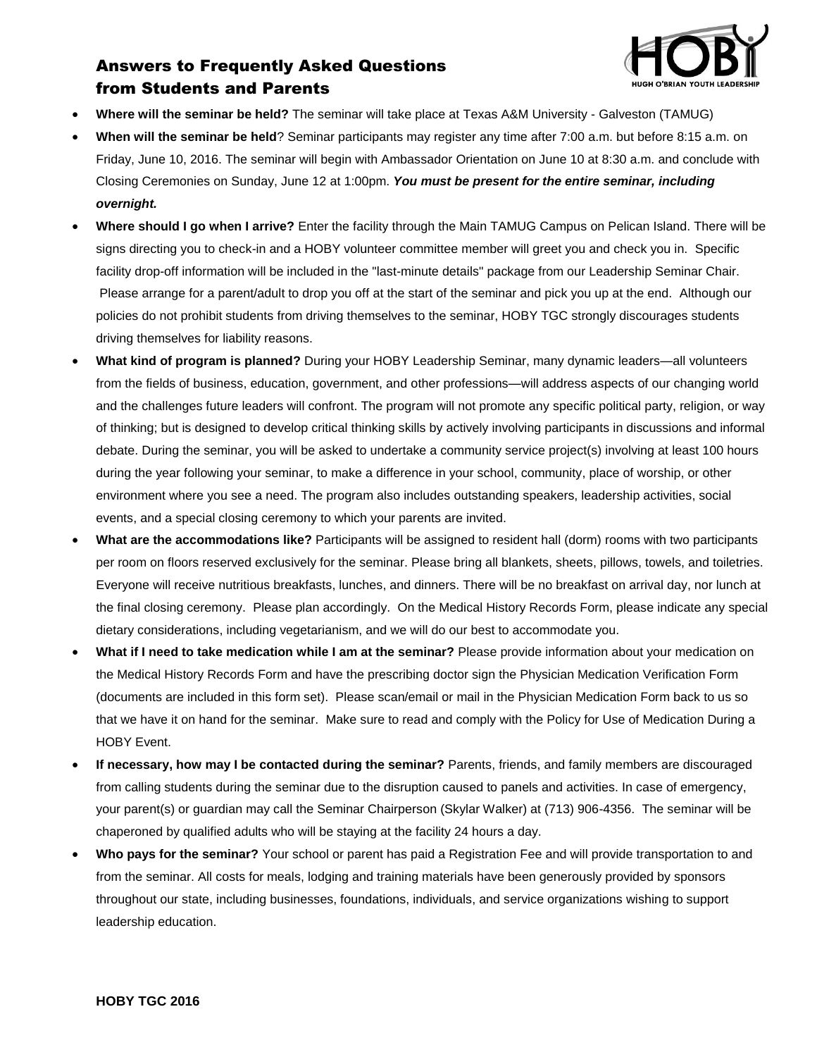# Answers to Frequently Asked Questions from Students and Parents

HOBY
HUGH O'BRIAN YOUTH LEADERSHIP

- **Where will the seminar be held?** The seminar will take place at Texas A&M University - Galveston (TAMUG)
- **When will the seminar be held**? Seminar participants may register any time after 7:00 a.m. but before 8:15 a.m. on Friday, June 10, 2016. The seminar will begin with Ambassador Orientation on June 10 at 8:30 a.m. and conclude with Closing Ceremonies on Sunday, June 12 at 1:00pm. ***You must be present for the entire seminar, including overnight.***
- **Where should I go when I arrive?** Enter the facility through the Main TAMUG Campus on Pelican Island. There will be signs directing you to check-in and a HOBY volunteer committee member will greet you and check you in. Specific facility drop-off information will be included in the "last-minute details" package from our Leadership Seminar Chair. Please arrange for a parent/adult to drop you off at the start of the seminar and pick you up at the end. Although our policies do not prohibit students from driving themselves to the seminar, HOBY TGC strongly discourages students driving themselves for liability reasons.
- **What kind of program is planned?** During your HOBY Leadership Seminar, many dynamic leaders—all volunteers from the fields of business, education, government, and other professions—will address aspects of our changing world and the challenges future leaders will confront. The program will not promote any specific political party, religion, or way of thinking; but is designed to develop critical thinking skills by actively involving participants in discussions and informal debate. During the seminar, you will be asked to undertake a community service project(s) involving at least 100 hours during the year following your seminar, to make a difference in your school, community, place of worship, or other environment where you see a need. The program also includes outstanding speakers, leadership activities, social events, and a special closing ceremony to which your parents are invited.
- **What are the accommodations like?** Participants will be assigned to resident hall (dorm) rooms with two participants per room on floors reserved exclusively for the seminar. Please bring all blankets, sheets, pillows, towels, and toiletries. Everyone will receive nutritious breakfasts, lunches, and dinners. There will be no breakfast on arrival day, nor lunch at the final closing ceremony. Please plan accordingly. On the Medical History Records Form, please indicate any special dietary considerations, including vegetarianism, and we will do our best to accommodate you.
- **What if I need to take medication while I am at the seminar?** Please provide information about your medication on the Medical History Records Form and have the prescribing doctor sign the Physician Medication Verification Form (documents are included in this form set). Please scan/email or mail in the Physician Medication Form back to us so that we have it on hand for the seminar. Make sure to read and comply with the Policy for Use of Medication During a HOBY Event.
- **If necessary, how may I be contacted during the seminar?** Parents, friends, and family members are discouraged from calling students during the seminar due to the disruption caused to panels and activities. In case of emergency, your parent(s) or guardian may call the Seminar Chairperson (Skylar Walker) at (713) 906-4356. The seminar will be chaperoned by qualified adults who will be staying at the facility 24 hours a day.
- **Who pays for the seminar?** Your school or parent has paid a Registration Fee and will provide transportation to and from the seminar. All costs for meals, lodging and training materials have been generously provided by sponsors throughout our state, including businesses, foundations, individuals, and service organizations wishing to support leadership education.

**HOBY TGC 2016**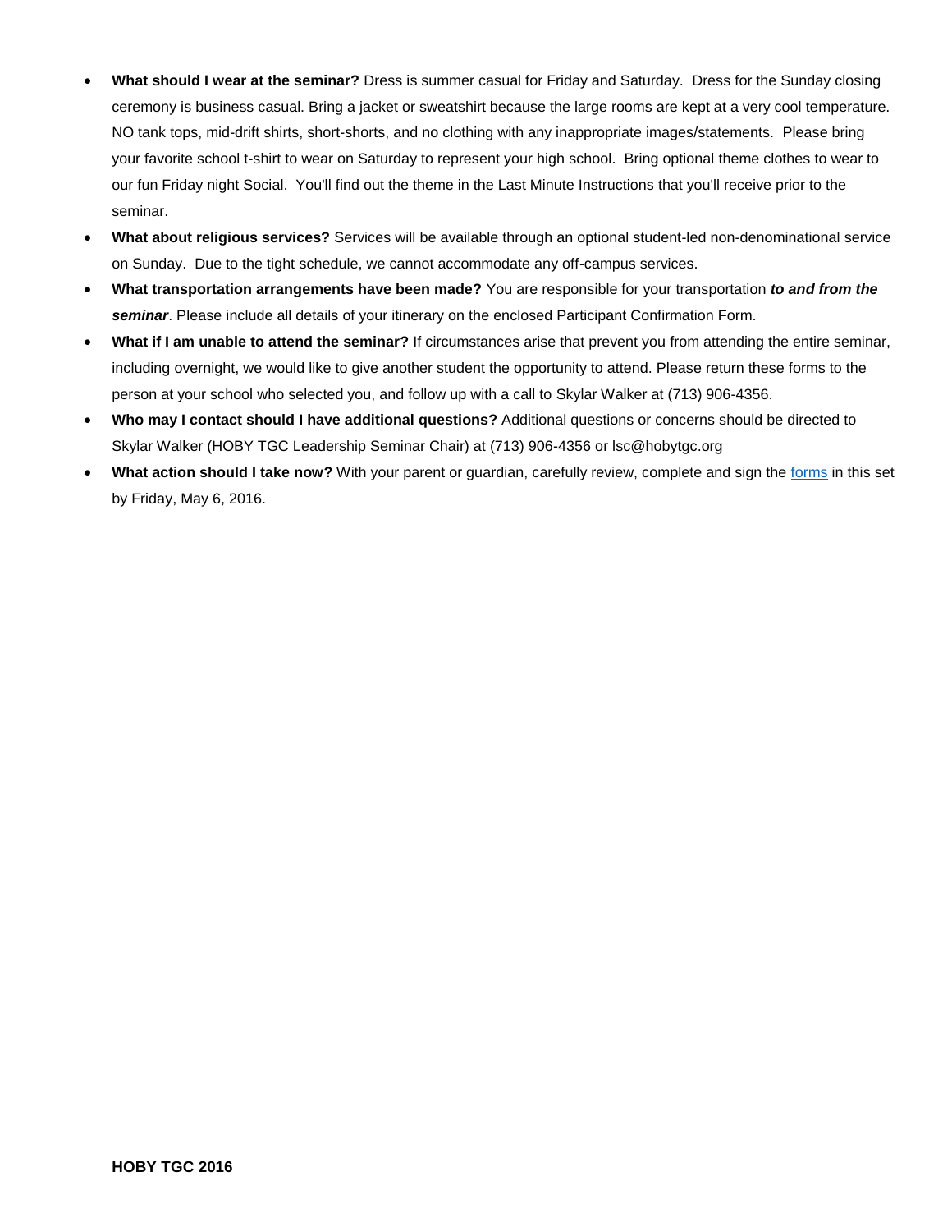- **What should I wear at the seminar?** Dress is summer casual for Friday and Saturday. Dress for the Sunday closing ceremony is business casual. Bring a jacket or sweatshirt because the large rooms are kept at a very cool temperature. NO tank tops, mid-drift shirts, short-shorts, and no clothing with any inappropriate images/statements. Please bring your favorite school t-shirt to wear on Saturday to represent your high school. Bring optional theme clothes to wear to our fun Friday night Social. You'll find out the theme in the Last Minute Instructions that you'll receive prior to the seminar.
- **What about religious services?** Services will be available through an optional student-led non-denominational service on Sunday. Due to the tight schedule, we cannot accommodate any off-campus services.
- **What transportation arrangements have been made?** You are responsible for your transportation ***to and from the seminar***. Please include all details of your itinerary on the enclosed Participant Confirmation Form.
- **What if I am unable to attend the seminar?** If circumstances arise that prevent you from attending the entire seminar, including overnight, we would like to give another student the opportunity to attend. Please return these forms to the person at your school who selected you, and follow up with a call to Skylar Walker at (713) 906-4356.
- **Who may I contact should I have additional questions?** Additional questions or concerns should be directed to Skylar Walker (HOBY TGC Leadership Seminar Chair) at (713) 906-4356 or lsc@hobytgc.org
- **What action should I take now?** With your parent or guardian, carefully review, complete and sign the forms in this set by Friday, May 6, 2016.